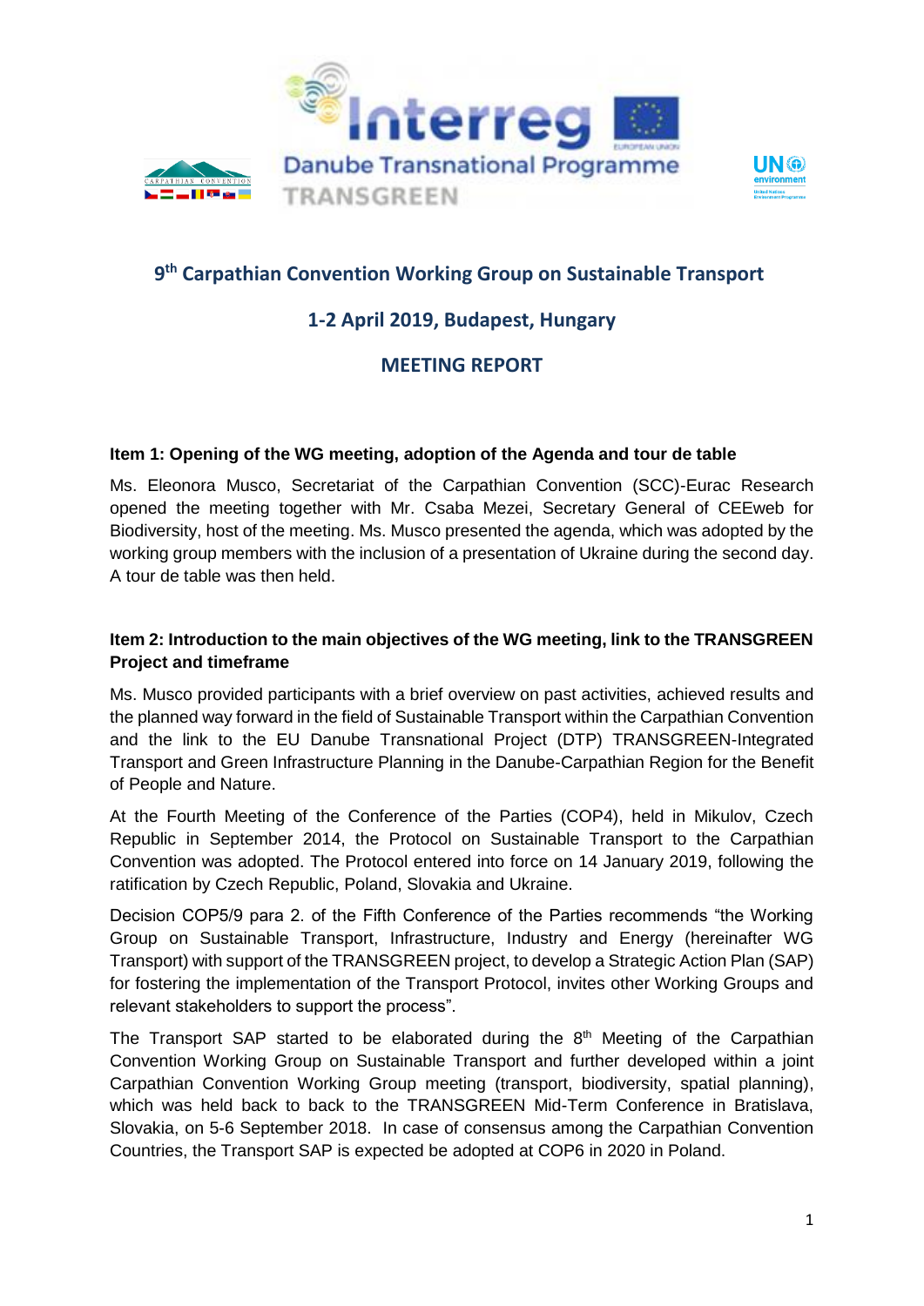# 9th Carpathian Convention Working Group on Sustainable Transport

## 1-2 April 2019, Budapest, Hungary

## MEETING REPORT

**Item 1: Opening of the WG meeting, adoption of the Agenda and tour de table**

Ms. Eleonora Musco, Secretariat of the Carpathian Convention (SCC)-Eurac Research opened the meeting together with Mr. Csaba Mezei, Secretary General of CEEweb for Biodiversity, host of the meeting. Ms. Musco presented the agenda, which was adopted by the working group members with the inclusion of a presentation of Ukraine during the second day. A tour de table was then held.

**Item 2: Introduction to the main objectives of the WG meeting, link to the TRANSGREEN Project and timeframe**

Ms. Musco provided participants with a brief overview on past activities, achieved results and the planned way forward in the field of Sustainable Transport within the Carpathian Convention and the link to the EU Danube Transnational Project (DTP) TRANSGREEN-Integrated Transport and Green Infrastructure Planning in the Danube-Carpathian Region for the Benefit of People and Nature.

At the Fourth Meeting of the Conference of the Parties (COP4), held in Mikulov, Czech Republic in September 2014, the Protocol on Sustainable Transport to the Carpathian Convention was adopted. The Protocol entered into force on 14 January 2019, following the ratification by Czech Republic, Poland, Slovakia and Ukraine.

Decision COP5/9 para 2. of the Fifth Conference of the Parties recommends “the Working Group on Sustainable Transport, Infrastructure, Industry and Energy (hereinafter WG Transport) with support of the TRANSGREEN project, to develop a Strategic Action Plan (SAP) for fostering the implementation of the Transport Protocol, invites other Working Groups and relevant stakeholders to support the process”.

The Transport SAP started to be elaborated during the 8th Meeting of the Carpathian Convention Working Group on Sustainable Transport and further developed within a joint Carpathian Convention Working Group meeting (transport, biodiversity, spatial planning), which was held back to back to the TRANSGREEN Mid-Term Conference in Bratislava, Slovakia, on 5-6 September 2018. In case of consensus among the Carpathian Convention Countries, the Transport SAP is expected be adopted at COP6 in 2020 in Poland.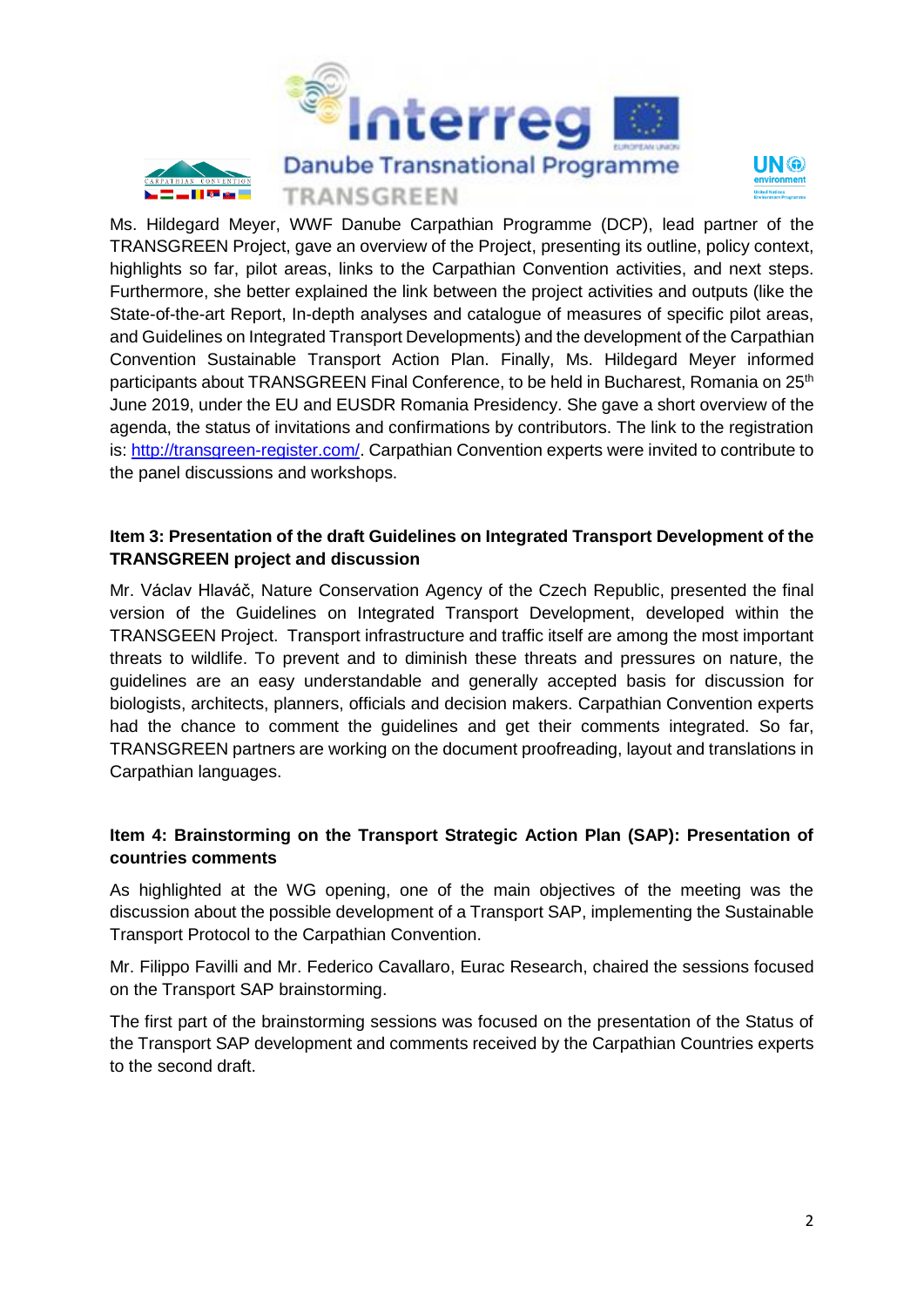Ms. Hildegard Meyer, WWF Danube Carpathian Programme (DCP), lead partner of the TRANSGREEN Project, gave an overview of the Project, presenting its outline, policy context, highlights so far, pilot areas, links to the Carpathian Convention activities, and next steps. Furthermore, she better explained the link between the project activities and outputs (like the State-of-the-art Report, In-depth analyses and catalogue of measures of specific pilot areas, and Guidelines on Integrated Transport Developments) and the development of the Carpathian Convention Sustainable Transport Action Plan. Finally, Ms. Hildegard Meyer informed participants about TRANSGREEN Final Conference, to be held in Bucharest, Romania on 25th June 2019, under the EU and EUSDR Romania Presidency. She gave a short overview of the agenda, the status of invitations and confirmations by contributors. The link to the registration is: http://transgreen-register.com/. Carpathian Convention experts were invited to contribute to the panel discussions and workshops.

**Item 3: Presentation of the draft Guidelines on Integrated Transport Development of the TRANSGREEN project and discussion**

Mr. Václav Hlaváč, Nature Conservation Agency of the Czech Republic, presented the final version of the Guidelines on Integrated Transport Development, developed within the TRANSGEEN Project. Transport infrastructure and traffic itself are among the most important threats to wildlife. To prevent and to diminish these threats and pressures on nature, the guidelines are an easy understandable and generally accepted basis for discussion for biologists, architects, planners, officials and decision makers. Carpathian Convention experts had the chance to comment the guidelines and get their comments integrated. So far, TRANSGREEN partners are working on the document proofreading, layout and translations in Carpathian languages.

**Item 4: Brainstorming on the Transport Strategic Action Plan (SAP): Presentation of countries comments**

As highlighted at the WG opening, one of the main objectives of the meeting was the discussion about the possible development of a Transport SAP, implementing the Sustainable Transport Protocol to the Carpathian Convention.

Mr. Filippo Favilli and Mr. Federico Cavallaro, Eurac Research, chaired the sessions focused on the Transport SAP brainstorming.

The first part of the brainstorming sessions was focused on the presentation of the Status of the Transport SAP development and comments received by the Carpathian Countries experts to the second draft.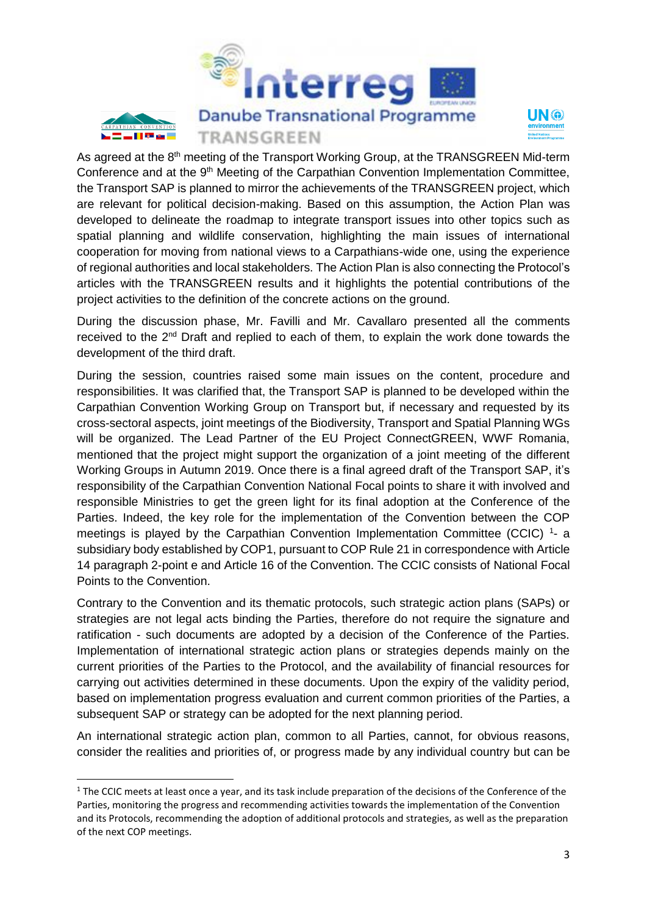As agreed at the 8th meeting of the Transport Working Group, at the TRANSGREEN Mid-term Conference and at the 9th Meeting of the Carpathian Convention Implementation Committee, the Transport SAP is planned to mirror the achievements of the TRANSGREEN project, which are relevant for political decision-making. Based on this assumption, the Action Plan was developed to delineate the roadmap to integrate transport issues into other topics such as spatial planning and wildlife conservation, highlighting the main issues of international cooperation for moving from national views to a Carpathians-wide one, using the experience of regional authorities and local stakeholders. The Action Plan is also connecting the Protocol's articles with the TRANSGREEN results and it highlights the potential contributions of the project activities to the definition of the concrete actions on the ground.

During the discussion phase, Mr. Favilli and Mr. Cavallaro presented all the comments received to the 2nd Draft and replied to each of them, to explain the work done towards the development of the third draft.

During the session, countries raised some main issues on the content, procedure and responsibilities. It was clarified that, the Transport SAP is planned to be developed within the Carpathian Convention Working Group on Transport but, if necessary and requested by its cross-sectoral aspects, joint meetings of the Biodiversity, Transport and Spatial Planning WGs will be organized. The Lead Partner of the EU Project ConnectGREEN, WWF Romania, mentioned that the project might support the organization of a joint meeting of the different Working Groups in Autumn 2019. Once there is a final agreed draft of the Transport SAP, it's responsibility of the Carpathian Convention National Focal points to share it with involved and responsible Ministries to get the green light for its final adoption at the Conference of the Parties. Indeed, the key role for the implementation of the Convention between the COP meetings is played by the Carpathian Convention Implementation Committee (CCIC) [1]- a subsidiary body established by COP1, pursuant to COP Rule 21 in correspondence with Article 14 paragraph 2-point e and Article 16 of the Convention. The CCIC consists of National Focal Points to the Convention.

Contrary to the Convention and its thematic protocols, such strategic action plans (SAPs) or strategies are not legal acts binding the Parties, therefore do not require the signature and ratification - such documents are adopted by a decision of the Conference of the Parties. Implementation of international strategic action plans or strategies depends mainly on the current priorities of the Parties to the Protocol, and the availability of financial resources for carrying out activities determined in these documents. Upon the expiry of the validity period, based on implementation progress evaluation and current common priorities of the Parties, a subsequent SAP or strategy can be adopted for the next planning period.

An international strategic action plan, common to all Parties, cannot, for obvious reasons, consider the realities and priorities of, or progress made by any individual country but can be

[1] The CCIC meets at least once a year, and its task include preparation of the decisions of the Conference of the Parties, monitoring the progress and recommending activities towards the implementation of the Convention and its Protocols, recommending the adoption of additional protocols and strategies, as well as the preparation of the next COP meetings.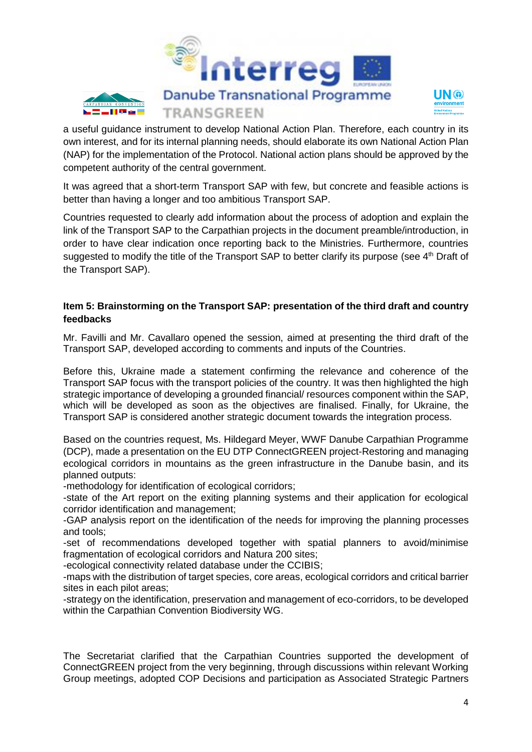a useful guidance instrument to develop National Action Plan. Therefore, each country in its own interest, and for its internal planning needs, should elaborate its own National Action Plan (NAP) for the implementation of the Protocol. National action plans should be approved by the competent authority of the central government.

It was agreed that a short-term Transport SAP with few, but concrete and feasible actions is better than having a longer and too ambitious Transport SAP.

Countries requested to clearly add information about the process of adoption and explain the link of the Transport SAP to the Carpathian projects in the document preamble/introduction, in order to have clear indication once reporting back to the Ministries. Furthermore, countries suggested to modify the title of the Transport SAP to better clarify its purpose (see 4th Draft of the Transport SAP).

**Item 5: Brainstorming on the Transport SAP: presentation of the third draft and country feedbacks**

Mr. Favilli and Mr. Cavallaro opened the session, aimed at presenting the third draft of the Transport SAP, developed according to comments and inputs of the Countries.

Before this, Ukraine made a statement confirming the relevance and coherence of the Transport SAP focus with the transport policies of the country. It was then highlighted the high strategic importance of developing a grounded financial/ resources component within the SAP, which will be developed as soon as the objectives are finalised. Finally, for Ukraine, the Transport SAP is considered another strategic document towards the integration process.

Based on the countries request, Ms. Hildegard Meyer, WWF Danube Carpathian Programme (DCP), made a presentation on the EU DTP ConnectGREEN project-Restoring and managing ecological corridors in mountains as the green infrastructure in the Danube basin, and its planned outputs:

-methodology for identification of ecological corridors;

-state of the Art report on the exiting planning systems and their application for ecological corridor identification and management;

-GAP analysis report on the identification of the needs for improving the planning processes and tools;

-set of recommendations developed together with spatial planners to avoid/minimise fragmentation of ecological corridors and Natura 200 sites;

-ecological connectivity related database under the CCIBIS;

-maps with the distribution of target species, core areas, ecological corridors and critical barrier sites in each pilot areas;

-strategy on the identification, preservation and management of eco-corridors, to be developed within the Carpathian Convention Biodiversity WG.

The Secretariat clarified that the Carpathian Countries supported the development of ConnectGREEN project from the very beginning, through discussions within relevant Working Group meetings, adopted COP Decisions and participation as Associated Strategic Partners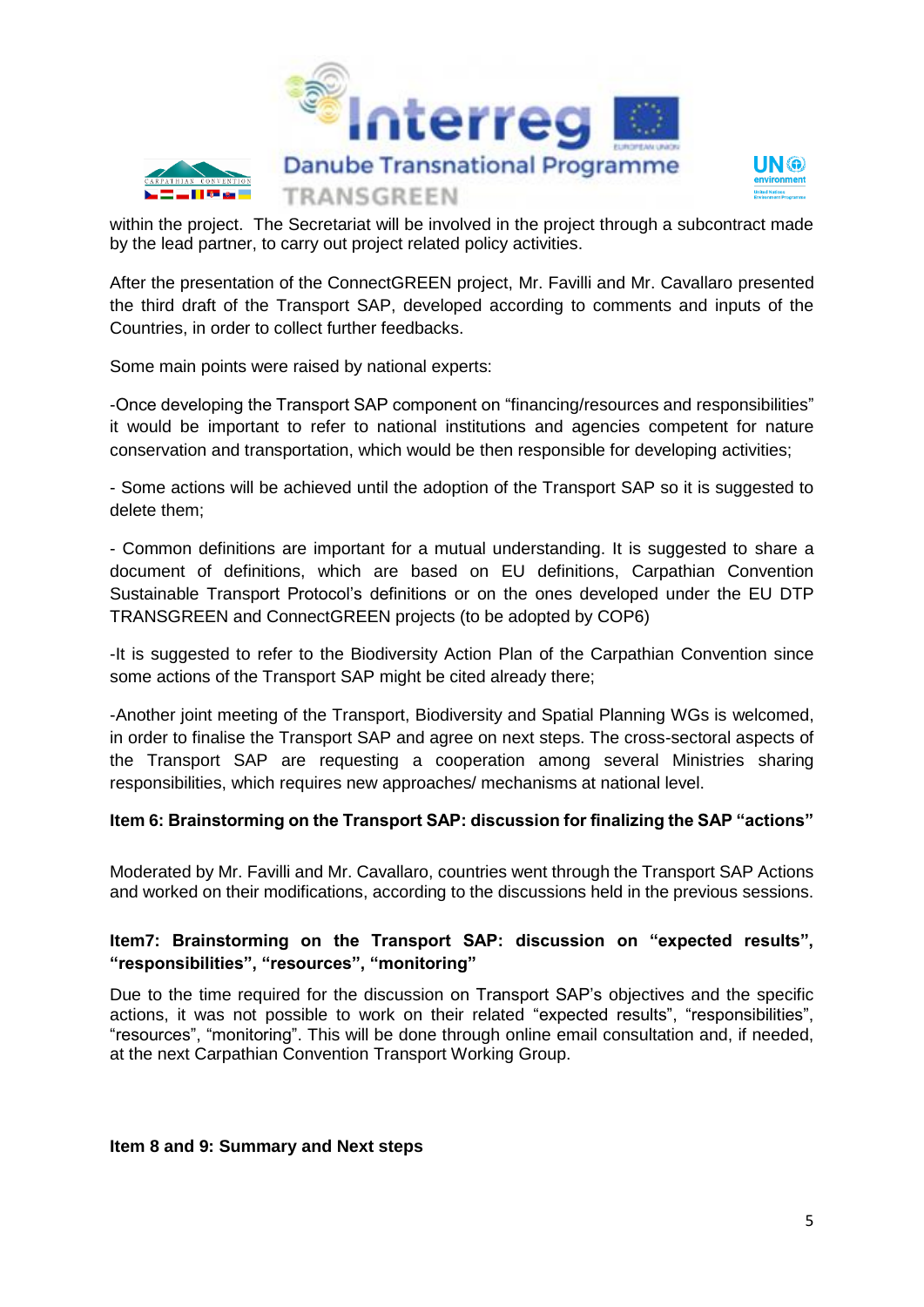within the project. The Secretariat will be involved in the project through a subcontract made by the lead partner, to carry out project related policy activities.

After the presentation of the ConnectGREEN project, Mr. Favilli and Mr. Cavallaro presented the third draft of the Transport SAP, developed according to comments and inputs of the Countries, in order to collect further feedbacks.

Some main points were raised by national experts:

-Once developing the Transport SAP component on "financing/resources and responsibilities" it would be important to refer to national institutions and agencies competent for nature conservation and transportation, which would be then responsible for developing activities;

- Some actions will be achieved until the adoption of the Transport SAP so it is suggested to delete them;

- Common definitions are important for a mutual understanding. It is suggested to share a document of definitions, which are based on EU definitions, Carpathian Convention Sustainable Transport Protocol's definitions or on the ones developed under the EU DTP TRANSGREEN and ConnectGREEN projects (to be adopted by COP6)

-It is suggested to refer to the Biodiversity Action Plan of the Carpathian Convention since some actions of the Transport SAP might be cited already there;

-Another joint meeting of the Transport, Biodiversity and Spatial Planning WGs is welcomed, in order to finalise the Transport SAP and agree on next steps. The cross-sectoral aspects of the Transport SAP are requesting a cooperation among several Ministries sharing responsibilities, which requires new approaches/ mechanisms at national level.

**Item 6: Brainstorming on the Transport SAP: discussion for finalizing the SAP "actions"**

Moderated by Mr. Favilli and Mr. Cavallaro, countries went through the Transport SAP Actions and worked on their modifications, according to the discussions held in the previous sessions.

**Item7: Brainstorming on the Transport SAP: discussion on "expected results", "responsibilities", "resources", "monitoring"**

Due to the time required for the discussion on Transport SAP's objectives and the specific actions, it was not possible to work on their related "expected results", "responsibilities", "resources", "monitoring". This will be done through online email consultation and, if needed, at the next Carpathian Convention Transport Working Group.

**Item 8 and 9: Summary and Next steps**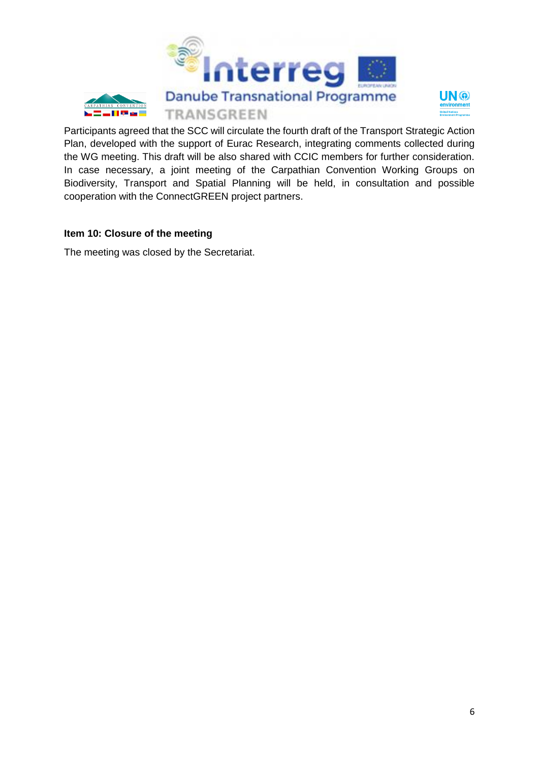Participants agreed that the SCC will circulate the fourth draft of the Transport Strategic Action Plan, developed with the support of Eurac Research, integrating comments collected during the WG meeting. This draft will be also shared with CCIC members for further consideration. In case necessary, a joint meeting of the Carpathian Convention Working Groups on Biodiversity, Transport and Spatial Planning will be held, in consultation and possible cooperation with the ConnectGREEN project partners.

**Item 10: Closure of the meeting**

The meeting was closed by the Secretariat.